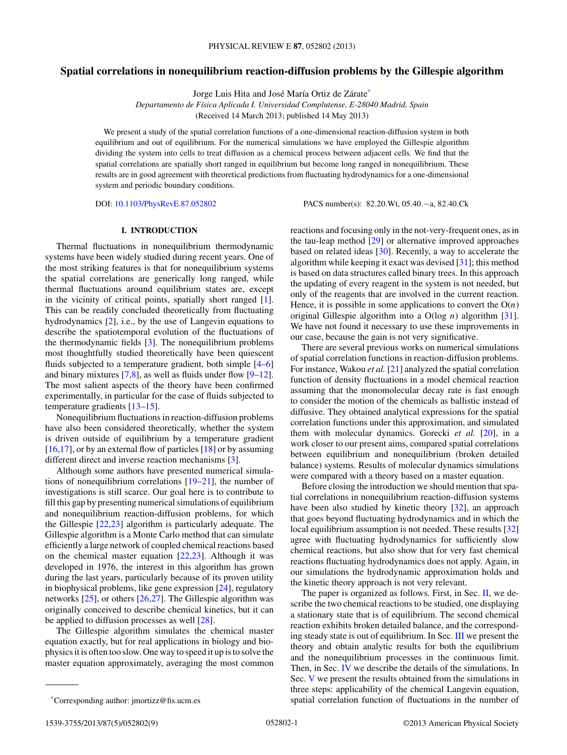# Spatial correlations in nonequilibrium reaction-diffusion problems by the Gillespie algorithm

Jorge Luis Hita and José María Ortiz de Zárate*

*Departamento de Física Aplicada I. Universidad Complutense, E-28040 Madrid, Spain*

(Received 14 March 2013; published 14 May 2013)

We present a study of the spatial correlation functions of a one-dimensional reaction-diffusion system in both equilibrium and out of equilibrium. For the numerical simulations we have employed the Gillespie algorithm dividing the system into cells to treat diffusion as a chemical process between adjacent cells. We find that the spatial correlations are spatially short ranged in equilibrium but become long ranged in nonequilibrium. These results are in good agreement with theoretical predictions from fluctuating hydrodynamics for a one-dimensional system and periodic boundary conditions.

DOI: 10.1103/PhysRevE.87.052802 PACS number(s): 82.20.Wt, 05.40.−a, 82.40.Ck

## I. INTRODUCTION

Thermal fluctuations in nonequilibrium thermodynamic systems have been widely studied during recent years. One of the most striking features is that for nonequilibrium systems the spatial correlations are generically long ranged, while thermal fluctuations around equilibrium states are, except in the vicinity of critical points, spatially short ranged [1]. This can be readily concluded theoretically from fluctuating hydrodynamics [2], i.e., by the use of Langevin equations to describe the spatiotemporal evolution of the fluctuations of the thermodynamic fields [3]. The nonequilibrium problems most thoughtfully studied theoretically have been quiescent fluids subjected to a temperature gradient, both simple [4–6] and binary mixtures [7,8], as well as fluids under flow [9–12]. The most salient aspects of the theory have been confirmed experimentally, in particular for the case of fluids subjected to temperature gradients [13–15].

Nonequilibrium fluctuations in reaction-diffusion problems have also been considered theoretically, whether the system is driven outside of equilibrium by a temperature gradient [16,17], or by an external flow of particles [18] or by assuming different direct and inverse reaction mechanisms [3].

Although some authors have presented numerical simulations of nonequilibrium correlations [19–21], the number of investigations is still scarce. Our goal here is to contribute to fill this gap by presenting numerical simulations of equilibrium and nonequilibrium reaction-diffusion problems, for which the Gillespie [22,23] algorithm is particularly adequate. The Gillespie algorithm is a Monte Carlo method that can simulate efficiently a large network of coupled chemical reactions based on the chemical master equation [22,23]. Although it was developed in 1976, the interest in this algorithm has grown during the last years, particularly because of its proven utility in biophysical problems, like gene expression [24], regulatory networks [25], or others [26,27]. The Gillespie algorithm was originally conceived to describe chemical kinetics, but it can be applied to diffusion processes as well [28].

The Gillespie algorithm simulates the chemical master equation exactly, but for real applications in biology and biophysics it is often too slow. One way to speed it up is to solve the master equation approximately, averaging the most common reactions and focusing only in the not-very-frequent ones, as in the tau-leap method [29] or alternative improved approaches based on related ideas [30]. Recently, a way to accelerate the algorithm while keeping it exact was devised [31]; this method is based on data structures called binary trees. In this approach the updating of every reagent in the system is not needed, but only of the reagents that are involved in the current reaction. Hence, it is possible in some applications to convert the O($n$) original Gillespie algorithm into a O(log $n$) algorithm [31]. We have not found it necessary to use these improvements in our case, because the gain is not very significative.

There are several previous works on numerical simulations of spatial correlation functions in reaction-diffusion problems. For instance, Wakou *et al.* [21] analyzed the spatial correlation function of density fluctuations in a model chemical reaction assuming that the monomolecular decay rate is fast enough to consider the motion of the chemicals as ballistic instead of diffusive. They obtained analytical expressions for the spatial correlation functions under this approximation, and simulated them with molecular dynamics. Gorecki *et al.* [20], in a work closer to our present aims, compared spatial correlations between equilibrium and nonequilibrium (broken detailed balance) systems. Results of molecular dynamics simulations were compared with a theory based on a master equation.

Before closing the introduction we should mention that spatial correlations in nonequilibrium reaction-diffusion systems have been also studied by kinetic theory [32], an approach that goes beyond fluctuating hydrodynamics and in which the local equilibrium assumption is not needed. These results [32] agree with fluctuating hydrodynamics for sufficiently slow chemical reactions, but also show that for very fast chemical reactions fluctuating hydrodynamics does not apply. Again, in our simulations the hydrodynamic approximation holds and the kinetic theory approach is not very relevant.

The paper is organized as follows. First, in Sec. II, we describe the two chemical reactions to be studied, one displaying a stationary state that is of equilibrium. The second chemical reaction exhibits broken detailed balance, and the corresponding steady state is out of equilibrium. In Sec. III we present the theory and obtain analytic results for both the equilibrium and the nonequilibrium processes in the continuous limit. Then, in Sec. IV we describe the details of the simulations. In Sec. V we present the results obtained from the simulations in three steps: applicability of the chemical Langevin equation, spatial correlation function of fluctuations in the number of

*Corresponding author: jmortizz@fis.ucm.es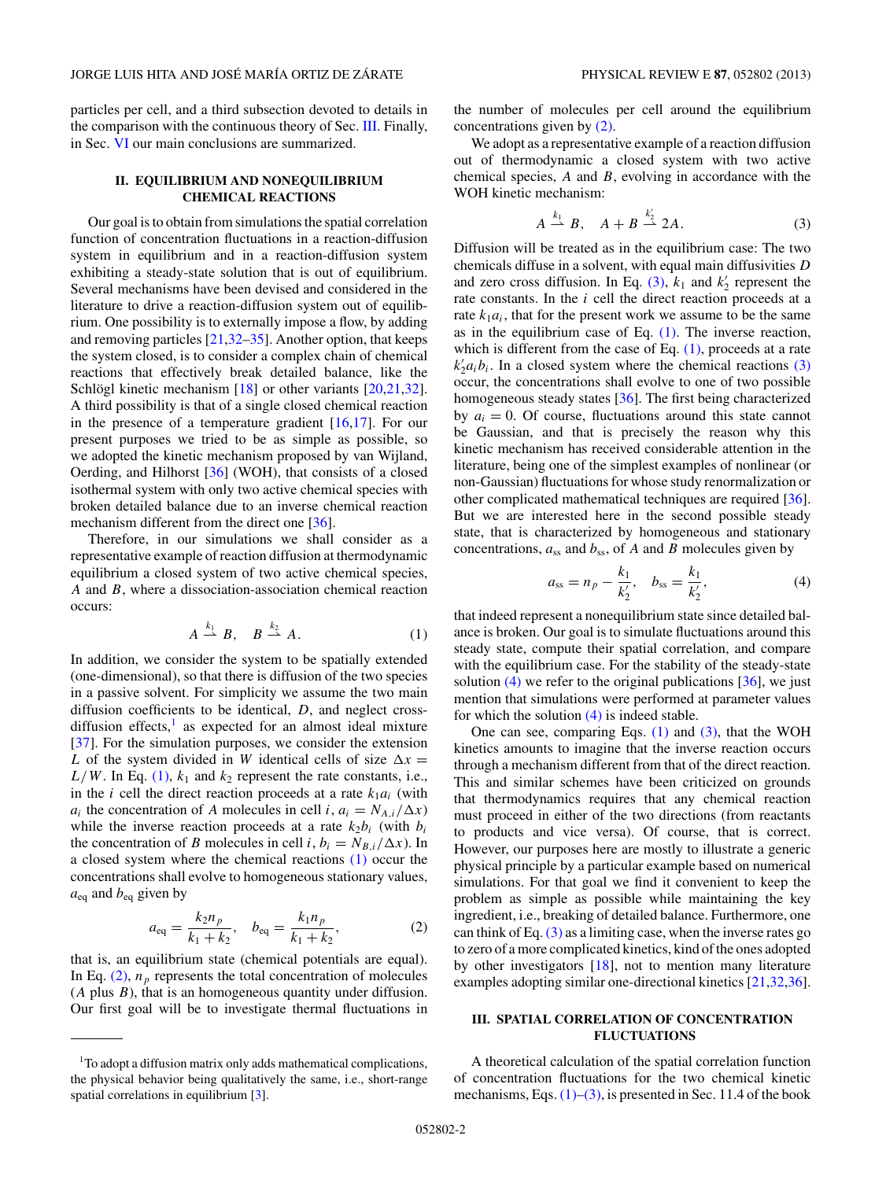particles per cell, and a third subsection devoted to details in the comparison with the continuous theory of Sec. III. Finally, in Sec. VI our main conclusions are summarized.

## II. EQUILIBRIUM AND NONEQUILIBRIUM CHEMICAL REACTIONS

Our goal is to obtain from simulations the spatial correlation function of concentration fluctuations in a reaction-diffusion system in equilibrium and in a reaction-diffusion system exhibiting a steady-state solution that is out of equilibrium. Several mechanisms have been devised and considered in the literature to drive a reaction-diffusion system out of equilibrium. One possibility is to externally impose a flow, by adding and removing particles [21,32–35]. Another option, that keeps the system closed, is to consider a complex chain of chemical reactions that effectively break detailed balance, like the Schlögl kinetic mechanism [18] or other variants [20,21,32]. A third possibility is that of a single closed chemical reaction in the presence of a temperature gradient [16,17]. For our present purposes we tried to be as simple as possible, so we adopted the kinetic mechanism proposed by van Wijland, Oerding, and Hilhorst [36] (WOH), that consists of a closed isothermal system with only two active chemical species with broken detailed balance due to an inverse chemical reaction mechanism different from the direct one [36].

Therefore, in our simulations we shall consider as a representative example of reaction diffusion at thermodynamic equilibrium a closed system of two active chemical species, $A$ and $B$, where a dissociation-association chemical reaction occurs:

$$A \xrightarrow{k_1} B, \quad B \xrightarrow{k_2} A. \tag{1}$$

In addition, we consider the system to be spatially extended (one-dimensional), so that there is diffusion of the two species in a passive solvent. For simplicity we assume the two main diffusion coefficients to be identical, $D$, and neglect cross-diffusion effects,[1] as expected for an almost ideal mixture [37]. For the simulation purposes, we consider the extension $L$ of the system divided in $W$ identical cells of size $\Delta x = L/W$. In Eq. (1), $k_1$ and $k_2$ represent the rate constants, i.e., in the $i$ cell the direct reaction proceeds at a rate $k_1 a_i$ (with $a_i$ the concentration of $A$ molecules in cell $i$, $a_i = N_{A,i}/\Delta x$) while the inverse reaction proceeds at a rate $k_2 b_i$ (with $b_i$ the concentration of $B$ molecules in cell $i$, $b_i = N_{B,i}/\Delta x$). In a closed system where the chemical reactions (1) occur the concentrations shall evolve to homogeneous stationary values, $a_{\text{eq}}$ and $b_{\text{eq}}$ given by

$$a_{\text{eq}} = \frac{k_2 n_p}{k_1 + k_2}, \quad b_{\text{eq}} = \frac{k_1 n_p}{k_1 + k_2}, \tag{2}$$

that is, an equilibrium state (chemical potentials are equal). In Eq. (2), $n_p$ represents the total concentration of molecules ($A$ plus $B$), that is an homogeneous quantity under diffusion. Our first goal will be to investigate thermal fluctuations in the number of molecules per cell around the equilibrium concentrations given by (2).

We adopt as a representative example of a reaction diffusion out of thermodynamic equilibrium a closed system with two active chemical species, $A$ and $B$, evolving in accordance with the WOH kinetic mechanism:

$$A \xrightarrow{k_1} B, \quad A + B \xrightarrow{k_2'} 2A. \tag{3}$$

Diffusion will be treated as in the equilibrium case: The two chemicals diffuse in a solvent, with equal main diffusivities $D$ and zero cross diffusion. In Eq. (3), $k_1$ and $k_2'$ represent the rate constants. In the $i$ cell the direct reaction proceeds at a rate $k_1 a_i$, that for the present work we assume to be the same as in the equilibrium case of Eq. (1). The inverse reaction, which is different from the case of Eq. (1), proceeds at a rate $k_2' a_i b_i$. In a closed system where the chemical reactions (3) occur, the concentrations shall evolve to one of two possible homogeneous steady states [36]. The first being characterized by $a_i = 0$. Of course, fluctuations around this state cannot be Gaussian, and that is precisely the reason why this kinetic mechanism has received considerable attention in the literature, being one of the simplest examples of nonlinear (or non-Gaussian) fluctuations for whose study renormalization or other complicated mathematical techniques are required [36]. But we are interested here in the second possible steady state, that is characterized by homogeneous and stationary concentrations, $a_{\text{ss}}$ and $b_{\text{ss}}$, of $A$ and $B$ molecules given by

$$a_{\text{ss}} = n_p - \frac{k_1}{k_2'}, \quad b_{\text{ss}} = \frac{k_1}{k_2'}, \tag{4}$$

that indeed represent a nonequilibrium state since detailed balance is broken. Our goal is to simulate fluctuations around this steady state, compute their spatial correlation, and compare with the equilibrium case. For the stability of the steady-state solution (4) we refer to the original publications [36], we just mention that simulations were performed at parameter values for which the solution (4) is indeed stable.

One can see, comparing Eqs. (1) and (3), that the WOH kinetics amounts to imagine that the inverse reaction occurs through a mechanism different from that of the direct reaction. This and similar schemes have been criticized on grounds that thermodynamics requires that any chemical reaction must proceed in either of the two directions (from reactants to products and vice versa). Of course, that is correct. However, our purposes here are mostly to illustrate a generic physical principle by a particular example based on numerical simulations. For that goal we find it convenient to keep the problem as simple as possible while maintaining the key ingredient, i.e., breaking of detailed balance. Furthermore, one can think of Eq. (3) as a limiting case, when the inverse rates go to zero of a more complicated kinetics, kind of the ones adopted by other investigators [18], not to mention many literature examples adopting similar one-directional kinetics [21,32,36].

## III. SPATIAL CORRELATION OF CONCENTRATION FLUCTUATIONS

A theoretical calculation of the spatial correlation function of concentration fluctuations for the two chemical kinetic mechanisms, Eqs. (1)–(3), is presented in Sec. 11.4 of the book

---

[1] To adopt a diffusion matrix only adds mathematical complications, the physical behavior being qualitatively the same, i.e., short-range spatial correlations in equilibrium [3].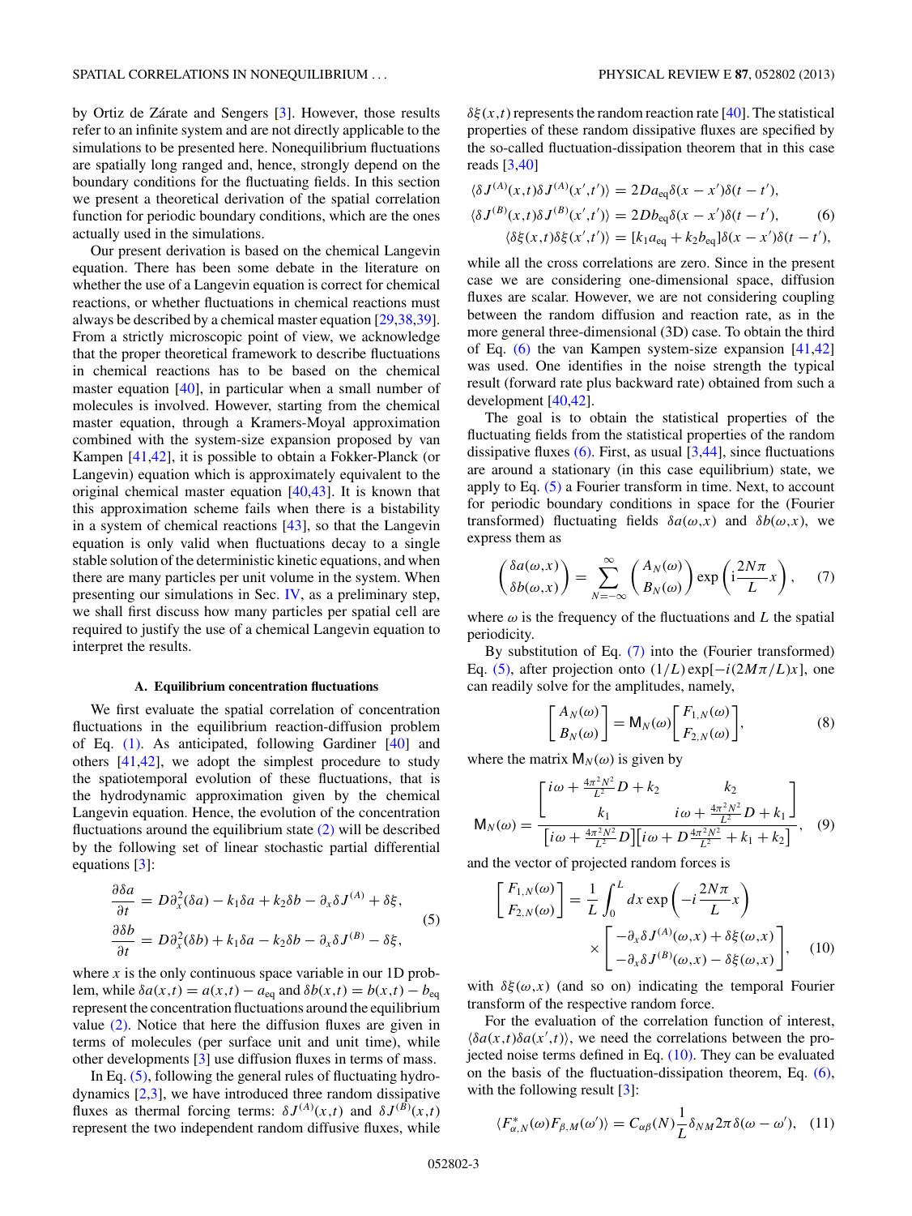by Ortiz de Zárate and Sengers [3]. However, those results refer to an infinite system and are not directly applicable to the simulations to be presented here. Nonequilibrium fluctuations are spatially long ranged and, hence, strongly depend on the boundary conditions for the fluctuating fields. In this section we present a theoretical derivation of the spatial correlation function for periodic boundary conditions, which are the ones actually used in the simulations.

Our present derivation is based on the chemical Langevin equation. There has been some debate in the literature on whether the use of a Langevin equation is correct for chemical reactions, or whether fluctuations in chemical reactions must always be described by a chemical master equation [29,38,39]. From a strictly microscopic point of view, we acknowledge that the proper theoretical framework to describe fluctuations in chemical reactions has to be based on the chemical master equation [40], in particular when a small number of molecules is involved. However, starting from the chemical master equation, through a Kramers-Moyal approximation combined with the system-size expansion proposed by van Kampen [41,42], it is possible to obtain a Fokker-Planck (or Langevin) equation which is approximately equivalent to the original chemical master equation [40,43]. It is known that this approximation scheme fails when there is a bistability in a system of chemical reactions [43], so that the Langevin equation is only valid when fluctuations decay to a single stable solution of the deterministic kinetic equations, and when there are many particles per unit volume in the system. When presenting our simulations in Sec. IV, as a preliminary step, we shall first discuss how many particles per spatial cell are required to justify the use of a chemical Langevin equation to interpret the results.

### A. Equilibrium concentration fluctuations

We first evaluate the spatial correlation of concentration fluctuations in the equilibrium reaction-diffusion problem of Eq. (1). As anticipated, following Gardiner [40] and others [41,42], we adopt the simplest procedure to study the spatiotemporal evolution of these fluctuations, that is the hydrodynamic approximation given by the chemical Langevin equation. Hence, the evolution of the concentration fluctuations around the equilibrium state (2) will be described by the following set of linear stochastic partial differential equations [3]:

$$
\begin{aligned}
\frac{\partial \delta a}{\partial t} &= D\partial_x^2(\delta a) - k_1\delta a + k_2\delta b - \partial_x \delta J^{(A)} + \delta\xi, \\
\frac{\partial \delta b}{\partial t} &= D\partial_x^2(\delta b) + k_1\delta a - k_2\delta b - \partial_x \delta J^{(B)} - \delta\xi,
\end{aligned}
\tag{5}
$$

where $x$ is the only continuous space variable in our 1D problem, while $\delta a(x,t) = a(x,t) - a_{\mathrm{eq}}$ and $\delta b(x,t) = b(x,t) - b_{\mathrm{eq}}$ represent the concentration fluctuations around the equilibrium value (2). Notice that here the diffusion fluxes are given in terms of molecules (per surface unit and unit time), while other developments [3] use diffusion fluxes in terms of mass.

In Eq. (5), following the general rules of fluctuating hydrodynamics [2,3], we have introduced three random dissipative fluxes as thermal forcing terms: $\delta J^{(A)}(x,t)$ and $\delta J^{(B)}(x,t)$ represent the two independent random diffusive fluxes, while $\delta\xi(x,t)$ represents the random reaction rate [40]. The statistical properties of these random dissipative fluxes are specified by the so-called fluctuation-dissipation theorem that in this case reads [3,40]

$$
\begin{aligned}
\langle \delta J^{(A)}(x,t)\delta J^{(A)}(x',t')\rangle &= 2Da_{\mathrm{eq}}\delta(x-x')\delta(t-t'), \\
\langle \delta J^{(B)}(x,t)\delta J^{(B)}(x',t')\rangle &= 2Db_{\mathrm{eq}}\delta(x-x')\delta(t-t'), \\
\langle \delta\xi(x,t)\delta\xi(x',t')\rangle &= [k_1 a_{\mathrm{eq}} + k_2 b_{\mathrm{eq}}]\delta(x-x')\delta(t-t'),
\end{aligned}
\tag{6}
$$

while all the cross correlations are zero. Since in the present case we are considering one-dimensional space, diffusion fluxes are scalar. However, we are not considering coupling between the random diffusion and reaction rate, as in the more general three-dimensional (3D) case. To obtain the third of Eq. (6) the van Kampen system-size expansion [41,42] was used. One identifies in the noise strength the typical result (forward rate plus backward rate) obtained from such a development [40,42].

The goal is to obtain the statistical properties of the fluctuating fields from the statistical properties of the random dissipative fluxes (6). First, as usual [3,44], since fluctuations are around a stationary (in this case equilibrium) state, we apply to Eq. (5) a Fourier transform in time. Next, to account for periodic boundary conditions in space for the (Fourier transformed) fluctuating fields $\delta a(\omega,x)$ and $\delta b(\omega,x)$, we express them as

$$
\begin{pmatrix} \delta a(\omega,x) \\ \delta b(\omega,x) \end{pmatrix} = \sum_{N=-\infty}^{\infty} \begin{pmatrix} A_N(\omega) \\ B_N(\omega) \end{pmatrix} \exp\left(\mathrm{i}\frac{2N\pi}{L}x\right),
\tag{7}
$$

where $\omega$ is the frequency of the fluctuations and $L$ the spatial periodicity.

By substitution of Eq. (7) into the (Fourier transformed) Eq. (5), after projection onto $(1/L)\exp[-i(2M\pi/L)x]$, one can readily solve for the amplitudes, namely,

$$
\begin{bmatrix} A_N(\omega) \\ B_N(\omega) \end{bmatrix} = \mathsf{M}_N(\omega)\begin{bmatrix} F_{1,N}(\omega) \\ F_{2,N}(\omega) \end{bmatrix},
\tag{8}
$$

where the matrix $\mathsf{M}_N(\omega)$ is given by

$$
\mathsf{M}_N(\omega) = \frac{\begin{bmatrix} i\omega + \frac{4\pi^2N^2}{L^2}D + k_2 & k_2 \\ k_1 & i\omega + \frac{4\pi^2N^2}{L^2}D + k_1 \end{bmatrix}}{\left[i\omega + \frac{4\pi^2N^2}{L^2}D\right]\left[i\omega + D\frac{4\pi^2N^2}{L^2} + k_1 + k_2\right]},
\tag{9}
$$

and the vector of projected random forces is

$$
\begin{bmatrix} F_{1,N}(\omega) \\ F_{2,N}(\omega) \end{bmatrix} = \frac{1}{L}\int_0^L dx \exp\left(-i\frac{2N\pi}{L}x\right) \times \begin{bmatrix} -\partial_x\delta J^{(A)}(\omega,x) + \delta\xi(\omega,x) \\ -\partial_x\delta J^{(B)}(\omega,x) - \delta\xi(\omega,x) \end{bmatrix},
\tag{10}
$$

with $\delta\xi(\omega,x)$ (and so on) indicating the temporal Fourier transform of the respective random force.

For the evaluation of the correlation function of interest, $\langle \delta a(x,t)\delta a(x',t)\rangle$, we need the correlations between the projected noise terms defined in Eq. (10). They can be evaluated on the basis of the fluctuation-dissipation theorem, Eq. (6), with the following result [3]:

$$
\langle F^*_{\alpha,N}(\omega)F_{\beta,M}(\omega')\rangle = C_{\alpha\beta}(N)\frac{1}{L}\delta_{NM}2\pi\delta(\omega-\omega'),
\tag{11}
$$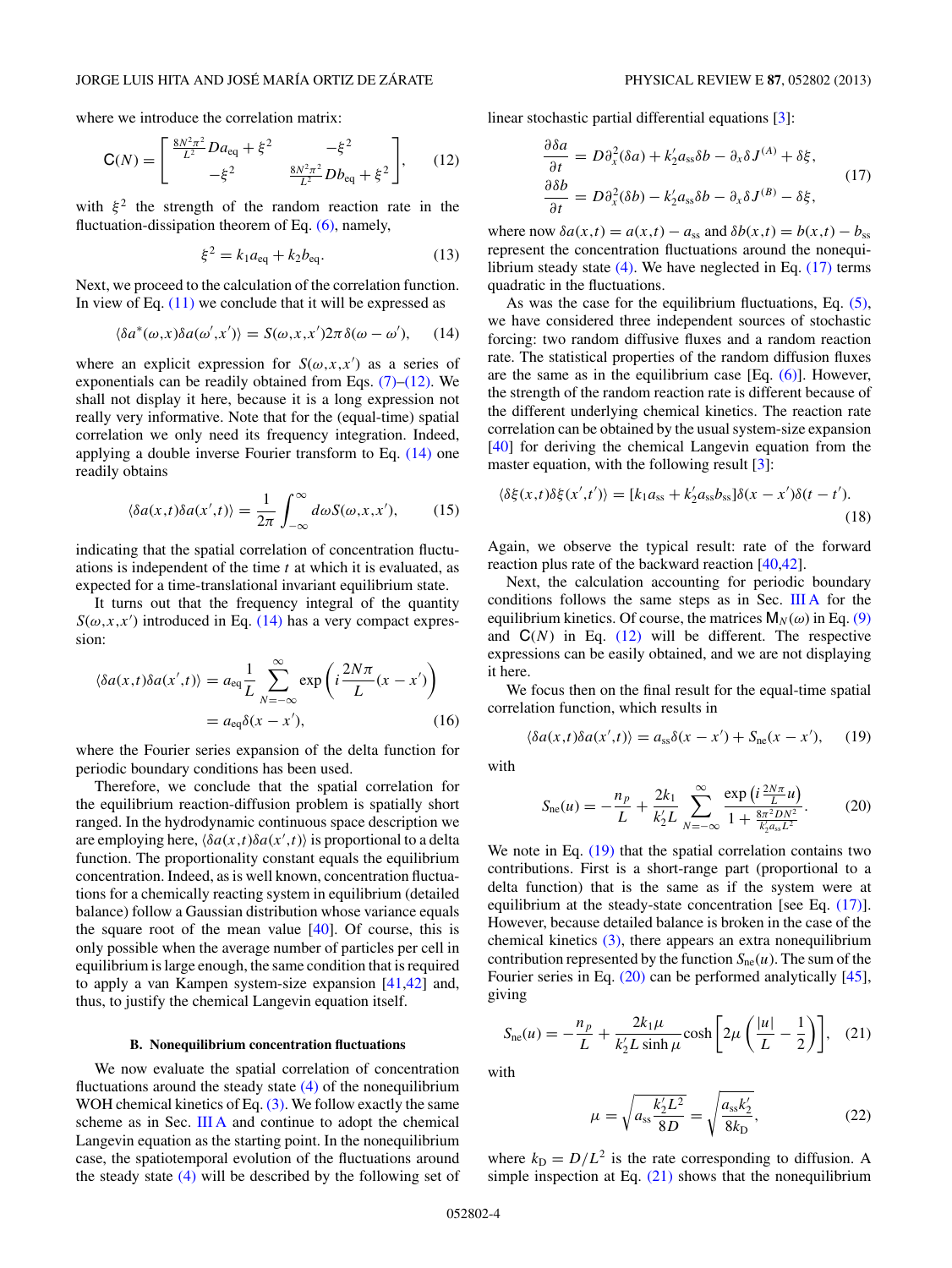where we introduce the correlation matrix:

$$\mathsf{C}(N) = \begin{bmatrix} \frac{8N^2\pi^2}{L^2} D a_{\rm eq} + \xi^2 & -\xi^2 \\ -\xi^2 & \frac{8N^2\pi^2}{L^2} D b_{\rm eq} + \xi^2 \end{bmatrix}, \qquad (12)$$

with $\xi^2$ the strength of the random reaction rate in the fluctuation-dissipation theorem of Eq. (6), namely,

$$\xi^2 = k_1 a_{\rm eq} + k_2 b_{\rm eq}. \qquad (13)$$

Next, we proceed to the calculation of the correlation function. In view of Eq. (11) we conclude that it will be expressed as

$$\langle \delta a^*(\omega,x)\delta a(\omega',x')\rangle = S(\omega,x,x')2\pi\delta(\omega-\omega'), \qquad (14)$$

where an explicit expression for $S(\omega,x,x')$ as a series of exponentials can be readily obtained from Eqs. (7)–(12). We shall not display it here, because it is a long expression not really very informative. Note that for the (equal-time) spatial correlation we only need its frequency integration. Indeed, applying a double inverse Fourier transform to Eq. (14) one readily obtains

$$\langle \delta a(x,t)\delta a(x',t)\rangle = \frac{1}{2\pi}\int_{-\infty}^{\infty} d\omega S(\omega,x,x'), \qquad (15)$$

indicating that the spatial correlation of concentration fluctuations is independent of the time $t$ at which it is evaluated, as expected for a time-translational invariant equilibrium state.

It turns out that the frequency integral of the quantity $S(\omega,x,x')$ introduced in Eq. (14) has a very compact expression:

$$\begin{aligned}\langle \delta a(x,t)\delta a(x',t)\rangle &= a_{\rm eq}\frac{1}{L}\sum_{N=-\infty}^{\infty}\exp\left(i\frac{2N\pi}{L}(x-x')\right) \\ &= a_{\rm eq}\delta(x-x'),\end{aligned} \qquad (16)$$

where the Fourier series expansion of the delta function for periodic boundary conditions has been used.

Therefore, we conclude that the spatial correlation for the equilibrium reaction-diffusion problem is spatially short ranged. In the hydrodynamic continuous space description we are employing here, $\langle \delta a(x,t)\delta a(x',t)\rangle$ is proportional to a delta function. The proportionality constant equals the equilibrium concentration. Indeed, as is well known, concentration fluctuations for a chemically reacting system in equilibrium (detailed balance) follow a Gaussian distribution whose variance equals the square root of the mean value [40]. Of course, this is only possible when the average number of particles per cell in equilibrium is large enough, the same condition that is required to apply a van Kampen system-size expansion [41,42] and, thus, to justify the chemical Langevin equation itself.

### B. Nonequilibrium concentration fluctuations

We now evaluate the spatial correlation of concentration fluctuations around the steady state (4) of the nonequilibrium WOH chemical kinetics of Eq. (3). We follow exactly the same scheme as in Sec. III A and continue to adopt the chemical Langevin equation as the starting point. In the nonequilibrium case, the spatiotemporal evolution of the fluctuations around the steady state (4) will be described by the following set of linear stochastic partial differential equations [3]:

$$\begin{aligned}\frac{\partial \delta a}{\partial t} &= D\partial_x^2(\delta a) + k_2' a_{\rm ss}\delta b - \partial_x \delta J^{(A)} + \delta\xi, \\ \frac{\partial \delta b}{\partial t} &= D\partial_x^2(\delta b) - k_2' a_{\rm ss}\delta b - \partial_x \delta J^{(B)} - \delta\xi,\end{aligned} \qquad (17)$$

where now $\delta a(x,t) = a(x,t) - a_{\rm ss}$ and $\delta b(x,t) = b(x,t) - b_{\rm ss}$ represent the concentration fluctuations around the nonequilibrium steady state (4). We have neglected in Eq. (17) terms quadratic in the fluctuations.

As was the case for the equilibrium fluctuations, Eq. (5), we have considered three independent sources of stochastic forcing: two random diffusive fluxes and a random reaction rate. The statistical properties of the random diffusion fluxes are the same as in the equilibrium case [Eq. (6)]. However, the strength of the random reaction rate is different because of the different underlying chemical kinetics. The reaction rate correlation can be obtained by the usual system-size expansion [40] for deriving the chemical Langevin equation from the master equation, with the following result [3]:

$$\langle \delta\xi(x,t)\delta\xi(x',t')\rangle = [k_1 a_{\rm ss} + k_2' a_{\rm ss} b_{\rm ss}]\delta(x-x')\delta(t-t'). \qquad (18)$$

Again, we observe the typical result: rate of the forward reaction plus rate of the backward reaction [40,42].

Next, the calculation accounting for periodic boundary conditions follows the same steps as in Sec. III A for the equilibrium kinetics. Of course, the matrices $\mathsf{M}_N(\omega)$ in Eq. (9) and $\mathsf{C}(N)$ in Eq. (12) will be different. The respective expressions can be easily obtained, and we are not displaying it here.

We focus then on the final result for the equal-time spatial correlation function, which results in

$$\langle \delta a(x,t)\delta a(x',t)\rangle = a_{\rm ss}\delta(x-x') + S_{\rm ne}(x-x'), \qquad (19)$$

with

$$S_{\rm ne}(u) = -\frac{n_p}{L} + \frac{2k_1}{k_2' L}\sum_{N=-\infty}^{\infty}\frac{\exp\left(i\frac{2N\pi}{L}u\right)}{1+\frac{8\pi^2 D N^2}{k_2' a_{\rm ss} L^2}}. \qquad (20)$$

We note in Eq. (19) that the spatial correlation contains two contributions. First is a short-range part (proportional to a delta function) that is the same as if the system were at equilibrium at the steady-state concentration [see Eq. (17)]. However, because detailed balance is broken in the case of the chemical kinetics (3), there appears an extra nonequilibrium contribution represented by the function $S_{\rm ne}(u)$. The sum of the Fourier series in Eq. (20) can be performed analytically [45], giving

$$S_{\rm ne}(u) = -\frac{n_p}{L} + \frac{2k_1\mu}{k_2' L\sinh\mu}\cosh\left[2\mu\left(\frac{|u|}{L}-\frac{1}{2}\right)\right], \qquad (21)$$

with

$$\mu = \sqrt{a_{\rm ss}\frac{k_2' L^2}{8D}} = \sqrt{\frac{a_{\rm ss}k_2'}{8k_{\rm D}}}, \qquad (22)$$

where $k_{\rm D} = D/L^2$ is the rate corresponding to diffusion. A simple inspection at Eq. (21) shows that the nonequilibrium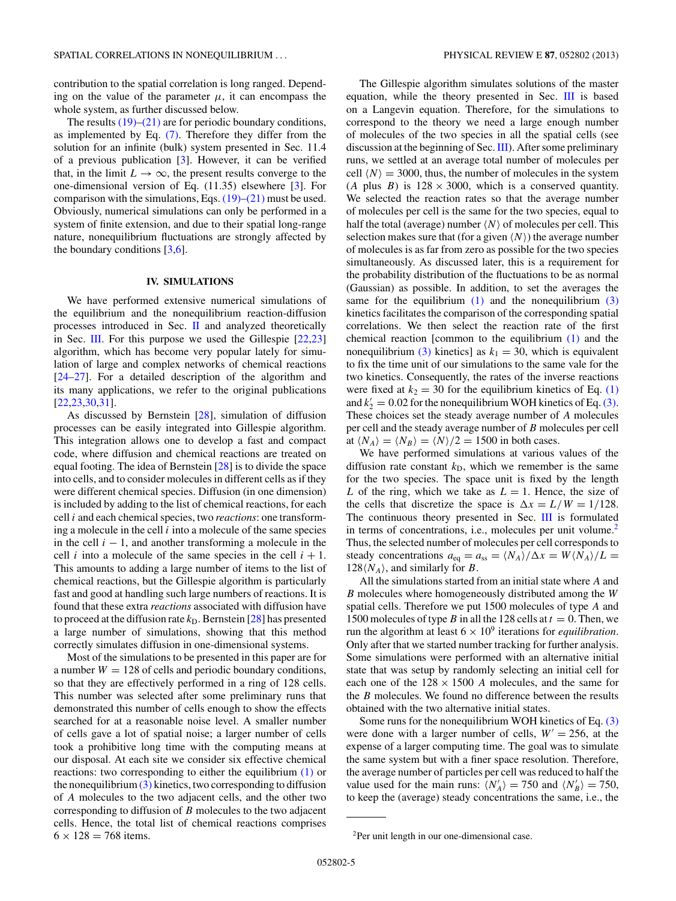contribution to the spatial correlation is long ranged. Depending on the value of the parameter $\mu$, it can encompass the whole system, as further discussed below.

The results (19)–(21) are for periodic boundary conditions, as implemented by Eq. (7). Therefore they differ from the solution for an infinite (bulk) system presented in Sec. 11.4 of a previous publication [3]. However, it can be verified that, in the limit $L \to \infty$, the present results converge to the one-dimensional version of Eq. (11.35) elsewhere [3]. For comparison with the simulations, Eqs. (19)–(21) must be used. Obviously, numerical simulations can only be performed in a system of finite extension, and due to their spatial long-range nature, nonequilibrium fluctuations are strongly affected by the boundary conditions [3,6].

## IV. SIMULATIONS

We have performed extensive numerical simulations of the equilibrium and the nonequilibrium reaction-diffusion processes introduced in Sec. II and analyzed theoretically in Sec. III. For this purpose we used the Gillespie [22,23] algorithm, which has become very popular lately for simulation of large and complex networks of chemical reactions [24–27]. For a detailed description of the algorithm and its many applications, we refer to the original publications [22,23,30,31].

As discussed by Bernstein [28], simulation of diffusion processes can be easily integrated into Gillespie algorithm. This integration allows one to develop a fast and compact code, where diffusion and chemical reactions are treated on equal footing. The idea of Bernstein [28] is to divide the space into cells, and to consider molecules in different cells as if they were different chemical species. Diffusion (in one dimension) is included by adding to the list of chemical reactions, for each cell $i$ and each chemical species, two *reactions*: one transforming a molecule in the cell $i$ into a molecule of the same species in the cell $i-1$, and another transforming a molecule in the cell $i$ into a molecule of the same species in the cell $i+1$. This amounts to adding a large number of items to the list of chemical reactions, but the Gillespie algorithm is particularly fast and good at handling such large numbers of reactions. It is found that these extra *reactions* associated with diffusion have to proceed at the diffusion rate $k_{\rm D}$. Bernstein [28] has presented a large number of simulations, showing that this method correctly simulates diffusion in one-dimensional systems.

Most of the simulations to be presented in this paper are for a number $W = 128$ of cells and periodic boundary conditions, so that they are effectively performed in a ring of 128 cells. This number was selected after some preliminary runs that demonstrated this number of cells enough to show the effects searched for at a reasonable noise level. A smaller number of cells gave a lot of spatial noise; a larger number of cells took a prohibitive long time with the computing means at our disposal. At each site we consider six effective chemical reactions: two corresponding to either the equilibrium (1) or the nonequilibrium (3) kinetics, two corresponding to diffusion of $A$ molecules to the two adjacent cells, and the other two corresponding to diffusion of $B$ molecules to the two adjacent cells. Hence, the total list of chemical reactions comprises $6 \times 128 = 768$ items.

The Gillespie algorithm simulates solutions of the master equation, while the theory presented in Sec. III is based on a Langevin equation. Therefore, for the simulations to correspond to the theory we need a large enough number of molecules of the two species in all the spatial cells (see discussion at the beginning of Sec. III). After some preliminary runs, we settled at an average total number of molecules per cell $\langle N \rangle = 3000$, thus, the number of molecules in the system ($A$ plus $B$) is $128 \times 3000$, which is a conserved quantity. We selected the reaction rates so that the average number of molecules per cell is the same for the two species, equal to half the total (average) number $\langle N \rangle$ of molecules per cell. This selection makes sure that (for a given $\langle N \rangle$) the average number of molecules is as far from zero as possible for the two species simultaneously. As discussed later, this is a requirement for the probability distribution of the fluctuations to be as normal (Gaussian) as possible. In addition, to set the averages the same for the equilibrium (1) and the nonequilibrium (3) kinetics facilitates the comparison of the corresponding spatial correlations. We then select the reaction rate of the first chemical reaction [common to the equilibrium (1) and the nonequilibrium (3) kinetics] as $k_1 = 30$, which is equivalent to fix the time unit of our simulations to the same vale for the two kinetics. Consequently, the rates of the inverse reactions were fixed at $k_2 = 30$ for the equilibrium kinetics of Eq. (1) and $k_2' = 0.02$ for the nonequilibrium WOH kinetics of Eq. (3). These choices set the steady average number of $A$ molecules per cell and the steady average number of $B$ molecules per cell at $\langle N_A \rangle = \langle N_B \rangle = \langle N \rangle / 2 = 1500$ in both cases.

We have performed simulations at various values of the diffusion rate constant $k_{\rm D}$, which we remember is the same for the two species. The space unit is fixed by the length $L$ of the ring, which we take as $L = 1$. Hence, the size of the cells that discretize the space is $\Delta x = L/W = 1/128$. The continuous theory presented in Sec. III is formulated in terms of concentrations, i.e., molecules per unit volume.[2] Thus, the selected number of molecules per cell corresponds to steady concentrations $a_{\rm eq} = a_{\rm ss} = \langle N_A \rangle / \Delta x = W \langle N_A \rangle / L = 128 \langle N_A \rangle$, and similarly for $B$.

All the simulations started from an initial state where $A$ and $B$ molecules where homogeneously distributed among the $W$ spatial cells. Therefore we put 1500 molecules of type $A$ and 1500 molecules of type $B$ in all the 128 cells at $t = 0$. Then, we run the algorithm at least $6 \times 10^9$ iterations for *equilibration*. Only after that we started number tracking for further analysis. Some simulations were performed with an alternative initial state that was setup by randomly selecting an initial cell for each one of the $128 \times 1500$ $A$ molecules, and the same for the $B$ molecules. We found no difference between the results obtained with the two alternative initial states.

Some runs for the nonequilibrium WOH kinetics of Eq. (3) were done with a larger number of cells, $W' = 256$, at the expense of a larger computing time. The goal was to simulate the same system but with a finer space resolution. Therefore, the average number of particles per cell was reduced to half the value used for the main runs: $\langle N_A' \rangle = 750$ and $\langle N_B' \rangle = 750$, to keep the (average) steady concentrations the same, i.e., the

[2] Per unit length in our one-dimensional case.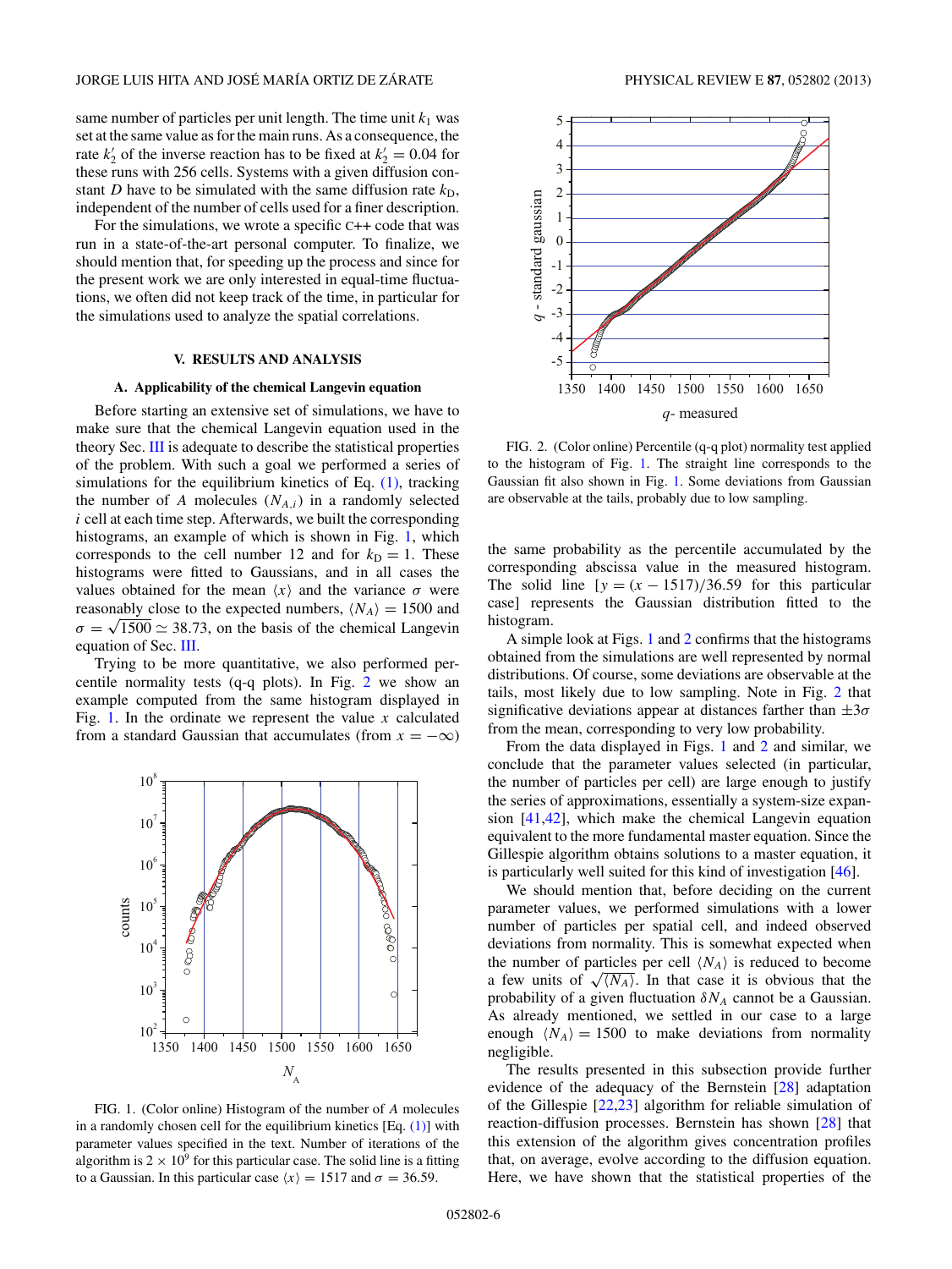same number of particles per unit length. The time unit $k_1$ was set at the same value as for the main runs. As a consequence, the rate $k_2'$ of the inverse reaction has to be fixed at $k_2' = 0.04$ for these runs with 256 cells. Systems with a given diffusion constant $D$ have to be simulated with the same diffusion rate $k_{\rm D}$, independent of the number of cells used for a finer description.

For the simulations, we wrote a specific C++ code that was run in a state-of-the-art personal computer. To finalize, we should mention that, for speeding up the process and since for the present work we are only interested in equal-time fluctuations, we often did not keep track of the time, in particular for the simulations used to analyze the spatial correlations.

## V. RESULTS AND ANALYSIS

### A. Applicability of the chemical Langevin equation

Before starting an extensive set of simulations, we have to make sure that the chemical Langevin equation used in the theory Sec. III is adequate to describe the statistical properties of the problem. With such a goal we performed a series of simulations for the equilibrium kinetics of Eq. (1), tracking the number of $A$ molecules ($N_{A,i}$) in a randomly selected $i$ cell at each time step. Afterwards, we built the corresponding histograms, an example of which is shown in Fig. 1, which corresponds to the cell number 12 and for $k_{\rm D} = 1$. These histograms were fitted to Gaussians, and in all cases the values obtained for the mean $\langle x \rangle$ and the variance $\sigma$ were reasonably close to the expected numbers, $\langle N_A \rangle = 1500$ and $\sigma = \sqrt{1500} \simeq 38.73$, on the basis of the chemical Langevin equation of Sec. III.

Trying to be more quantitative, we also performed percentile normality tests (q-q plots). In Fig. 2 we show an example computed from the same histogram displayed in Fig. 1. In the ordinate we represent the value $x$ calculated from a standard Gaussian that accumulates (from $x = -\infty$) the same probability as the percentile accumulated by the corresponding abscissa value in the measured histogram. The solid line [$y = (x - 1517)/36.59$ for this particular case] represents the Gaussian distribution fitted to the histogram.

FIG. 1. (Color online) Histogram of the number of $A$ molecules in a randomly chosen cell for the equilibrium kinetics [Eq. (1)] with parameter values specified in the text. Number of iterations of the algorithm is $2 \times 10^9$ for this particular case. The solid line is a fitting to a Gaussian. In this particular case $\langle x \rangle = 1517$ and $\sigma = 36.59$.

FIG. 2. (Color online) Percentile (q-q plot) normality test applied to the histogram of Fig. 1. The straight line corresponds to the Gaussian fit also shown in Fig. 1. Some deviations from Gaussian are observable at the tails, probably due to low sampling.

A simple look at Figs. 1 and 2 confirms that the histograms obtained from the simulations are well represented by normal distributions. Of course, some deviations are observable at the tails, most likely due to low sampling. Note in Fig. 2 that significative deviations appear at distances farther than $\pm 3\sigma$ from the mean, corresponding to very low probability.

From the data displayed in Figs. 1 and 2 and similar, we conclude that the parameter values selected (in particular, the number of particles per cell) are large enough to justify the series of approximations, essentially a system-size expansion [41,42], which make the chemical Langevin equation equivalent to the more fundamental master equation. Since the Gillespie algorithm obtains solutions to a master equation, it is particularly well suited for this kind of investigation [46].

We should mention that, before deciding on the current parameter values, we performed simulations with a lower number of particles per spatial cell, and indeed observed deviations from normality. This is somewhat expected when the number of particles per cell $\langle N_A \rangle$ is reduced to become a few units of $\sqrt{\langle N_A \rangle}$. In that case it is obvious that the probability of a given fluctuation $\delta N_A$ cannot be a Gaussian. As already mentioned, we settled in our case to a large enough $\langle N_A \rangle = 1500$ to make deviations from normality negligible.

The results presented in this subsection provide further evidence of the adequacy of the Bernstein [28] adaptation of the Gillespie [22,23] algorithm for reliable simulation of reaction-diffusion processes. Bernstein has shown [28] that this extension of the algorithm gives concentration profiles that, on average, evolve according to the diffusion equation. Here, we have shown that the statistical properties of the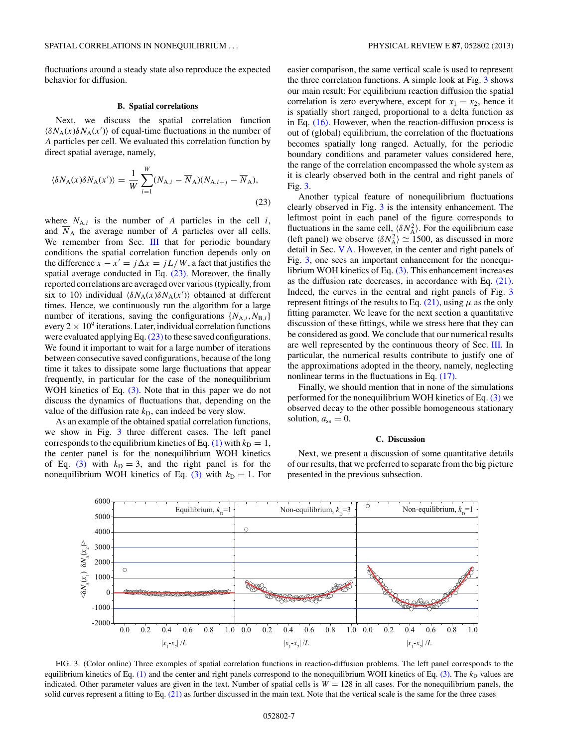fluctuations around a steady state also reproduce the expected behavior for diffusion.

### B. Spatial correlations

Next, we discuss the spatial correlation function $\langle \delta N_A(x) \delta N_A(x') \rangle$ of equal-time fluctuations in the number of $A$ particles per cell. We evaluated this correlation function by direct spatial average, namely,

$$\langle \delta N_A(x) \delta N_A(x') \rangle = \frac{1}{W} \sum_{i=1}^{W} (N_{A,i} - \overline{N}_A)(N_{A,i+j} - \overline{N}_A), \tag{23}$$

where $N_{A,i}$ is the number of $A$ particles in the cell $i$, and $\overline{N}_A$ the average number of $A$ particles over all cells. We remember from Sec. III that for periodic boundary conditions the spatial correlation function depends only on the difference $x - x' = j\Delta x = jL/W$, a fact that justifies the spatial average conducted in Eq. (23). Moreover, the finally reported correlations are averaged over various (typically, from six to 10) individual $\langle \delta N_A(x) \delta N_A(x') \rangle$ obtained at different times. Hence, we continuously run the algorithm for a large number of iterations, saving the configurations $\{N_{A,i}, N_{B,i}\}$ every $2 \times 10^9$ iterations. Later, individual correlation functions were evaluated applying Eq. (23) to these saved configurations. We found it important to wait for a large number of iterations between consecutive saved configurations, because of the long time it takes to dissipate some large fluctuations that appear frequently, in particular for the case of the nonequilibrium WOH kinetics of Eq. (3). Note that in this paper we do not discuss the dynamics of fluctuations that, depending on the value of the diffusion rate $k_D$, can indeed be very slow.

As an example of the obtained spatial correlation functions, we show in Fig. 3 three different cases. The left panel corresponds to the equilibrium kinetics of Eq. (1) with $k_D = 1$, the center panel is for the nonequilibrium WOH kinetics of Eq. (3) with $k_D = 3$, and the right panel is for the nonequilibrium WOH kinetics of Eq. (3) with $k_D = 1$. For easier comparison, the same vertical scale is used to represent the three correlation functions. A simple look at Fig. 3 shows our main result: For equilibrium reaction diffusion the spatial correlation is zero everywhere, except for $x_1 = x_2$, hence it is spatially short ranged, proportional to a delta function as in Eq. (16). However, when the reaction-diffusion process is out of (global) equilibrium, the correlation of the fluctuations becomes spatially long ranged. Actually, for the periodic boundary conditions and parameter values considered here, the range of the correlation encompassed the whole system as it is clearly observed both in the central and right panels of Fig. 3.

Another typical feature of nonequilibrium fluctuations clearly observed in Fig. 3 is the intensity enhancement. The leftmost point in each panel of the figure corresponds to fluctuations in the same cell, $\langle \delta N_A^2 \rangle$. For the equilibrium case (left panel) we observe $\langle \delta N_A^2 \rangle \simeq 1500$, as discussed in more detail in Sec. V A. However, in the center and right panels of Fig. 3, one sees an important enhancement for the nonequilibrium WOH kinetics of Eq. (3). This enhancement increases as the diffusion rate decreases, in accordance with Eq. (21). Indeed, the curves in the central and right panels of Fig. 3 represent fittings of the results to Eq. (21), using $\mu$ as the only fitting parameter. We leave for the next section a quantitative discussion of these fittings, while we stress here that they can be considered as good. We conclude that our numerical results are well represented by the continuous theory of Sec. III. In particular, the numerical results contribute to justify one of the approximations adopted in the theory, namely, neglecting nonlinear terms in the fluctuations in Eq. (17).

Finally, we should mention that in none of the simulations performed for the nonequilibrium WOH kinetics of Eq. (3) we observed decay to the other possible homogeneous stationary solution, $a_{ss} = 0$.

### C. Discussion

Next, we present a discussion of some quantitative details of our results, that we preferred to separate from the big picture presented in the previous subsection.

FIG. 3. (Color online) Three examples of spatial correlation functions in reaction-diffusion problems. The left panel corresponds to the equilibrium kinetics of Eq. (1) and the center and right panels correspond to the nonequilibrium WOH kinetics of Eq. (3). The $k_D$ values are indicated. Other parameter values are given in the text. Number of spatial cells is $W = 128$ in all cases. For the nonequilibrium panels, the solid curves represent a fitting to Eq. (21) as further discussed in the main text. Note that the vertical scale is the same for the three cases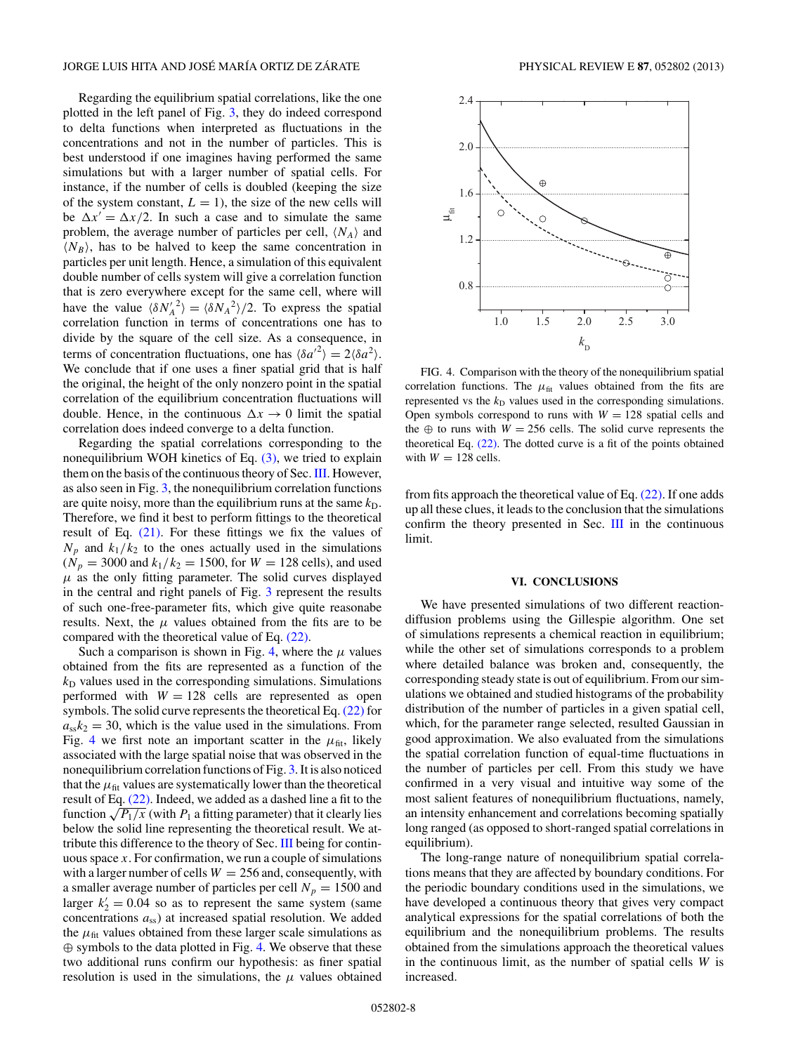Regarding the equilibrium spatial correlations, like the one plotted in the left panel of Fig. 3, they do indeed correspond to delta functions when interpreted as fluctuations in the concentrations and not in the number of particles. This is best understood if one imagines having performed the same simulations but with a larger number of spatial cells. For instance, if the number of cells is doubled (keeping the size of the system constant, $L = 1$), the size of the new cells will be $\Delta x' = \Delta x/2$. In such a case and to simulate the same problem, the average number of particles per cell, $\langle N_A \rangle$ and $\langle N_B \rangle$, has to be halved to keep the same concentration in particles per unit length. Hence, a simulation of this equivalent double number of cells system will give a correlation function that is zero everywhere except for the same cell, where will have the value $\langle \delta N_A'^2 \rangle = \langle \delta N_A^2 \rangle /2$. To express the spatial correlation function in terms of concentrations one has to divide by the square of the cell size. As a consequence, in terms of concentration fluctuations, one has $\langle \delta a'^2 \rangle = 2\langle \delta a^2 \rangle$. We conclude that if one uses a finer spatial grid that is half the original, the height of the only nonzero point in the spatial correlation of the equilibrium concentration fluctuations will double. Hence, in the continuous $\Delta x \to 0$ limit the spatial correlation does indeed converge to a delta function.

Regarding the spatial correlations corresponding to the nonequilibrium WOH kinetics of Eq. (3), we tried to explain them on the basis of the continuous theory of Sec. III. However, as also seen in Fig. 3, the nonequilibrium correlation functions are quite noisy, more than the equilibrium runs at the same $k_D$. Therefore, we find it best to perform fittings to the theoretical result of Eq. (21). For these fittings we fix the values of $N_p$ and $k_1/k_2$ to the ones actually used in the simulations ($N_p = 3000$ and $k_1/k_2 = 1500$, for $W = 128$ cells), and used $\mu$ as the only fitting parameter. The solid curves displayed in the central and right panels of Fig. 3 represent the results of such one-free-parameter fits, which give quite reasonabe results. Next, the $\mu$ values obtained from the fits are to be compared with the theoretical value of Eq. (22).

Such a comparison is shown in Fig. 4, where the $\mu$ values obtained from the fits are represented as a function of the $k_D$ values used in the corresponding simulations. Simulations performed with $W = 128$ cells are represented as open symbols. The solid curve represents the theoretical Eq. (22) for $a_{ss}k_2 = 30$, which is the value used in the simulations. From Fig. 4 we first note an important scatter in the $\mu_{fit}$, likely associated with the large spatial noise that was observed in the nonequilibrium correlation functions of Fig. 3. It is also noticed that the $\mu_{fit}$ values are systematically lower than the theoretical result of Eq. (22). Indeed, we added as a dashed line a fit to the function $\sqrt{P_1/x}$ (with $P_1$ a fitting parameter) that it clearly lies below the solid line representing the theoretical result. We attribute this difference to the theory of Sec. III being for continuous space $x$. For confirmation, we run a couple of simulations with a larger number of cells $W = 256$ and, consequently, with a smaller average number of particles per cell $N_p = 1500$ and larger $k_2' = 0.04$ so as to represent the same system (same concentrations $a_{ss}$) at increased spatial resolution. We added the $\mu_{fit}$ values obtained from these larger scale simulations as ⊕ symbols to the data plotted in Fig. 4. We observe that these two additional runs confirm our hypothesis: as finer spatial resolution is used in the simulations, the $\mu$ values obtained from fits approach the theoretical value of Eq. (22). If one adds up all these clues, it leads to the conclusion that the simulations confirm the theory presented in Sec. III in the continuous limit.

FIG. 4. Comparison with the theory of the nonequilibrium spatial correlation functions. The $\mu_{fit}$ values obtained from the fits are represented vs the $k_D$ values used in the corresponding simulations. Open symbols correspond to runs with $W = 128$ spatial cells and the ⊕ to runs with $W = 256$ cells. The solid curve represents the theoretical Eq. (22). The dotted curve is a fit of the points obtained with $W = 128$ cells.

## VI. CONCLUSIONS

We have presented simulations of two different reaction-diffusion problems using the Gillespie algorithm. One set of simulations represents a chemical reaction in equilibrium; while the other set of simulations corresponds to a problem where detailed balance was broken and, consequently, the corresponding steady state is out of equilibrium. From our simulations we obtained and studied histograms of the probability distribution of the number of particles in a given spatial cell, which, for the parameter range selected, resulted Gaussian in good approximation. We also evaluated from the simulations the spatial correlation function of equal-time fluctuations in the number of particles per cell. From this study we have confirmed in a very visual and intuitive way some of the most salient features of nonequilibrium fluctuations, namely, an intensity enhancement and correlations becoming spatially long ranged (as opposed to short-ranged spatial correlations in equilibrium).

The long-range nature of nonequilibrium spatial correlations means that they are affected by boundary conditions. For the periodic boundary conditions used in the simulations, we have developed a continuous theory that gives very compact analytical expressions for the spatial correlations of both the equilibrium and the nonequilibrium problems. The results obtained from the simulations approach the theoretical values in the continuous limit, as the number of spatial cells $W$ is increased.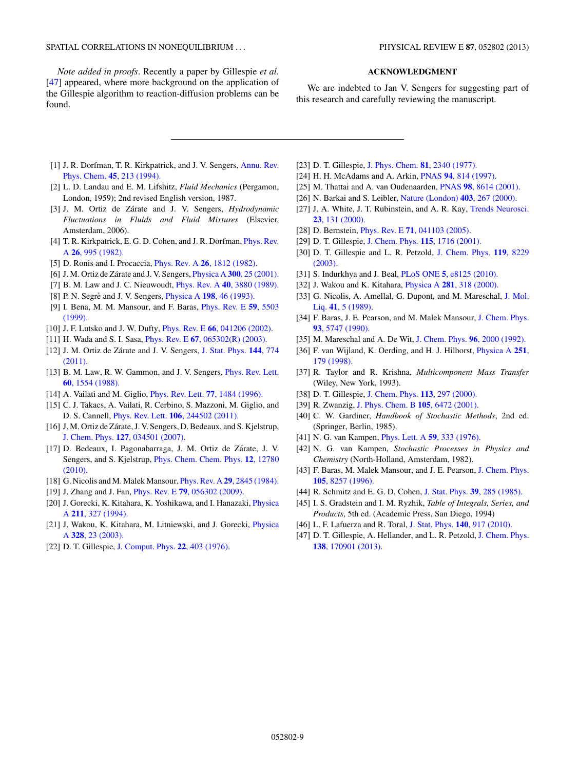*Note added in proofs*. Recently a paper by Gillespie *et al.* [47] appeared, where more background on the application of the Gillespie algorithm to reaction-diffusion problems can be found.

## ACKNOWLEDGMENT

We are indebted to Jan V. Sengers for suggesting part of this research and carefully reviewing the manuscript.

---

[1] J. R. Dorfman, T. R. Kirkpatrick, and J. V. Sengers, Annu. Rev. Phys. Chem. **45**, 213 (1994).
[2] L. D. Landau and E. M. Lifshitz, *Fluid Mechanics* (Pergamon, London, 1959); 2nd revised English version, 1987.
[3] J. M. Ortiz de Zárate and J. V. Sengers, *Hydrodynamic Fluctuations in Fluids and Fluid Mixtures* (Elsevier, Amsterdam, 2006).
[4] T. R. Kirkpatrick, E. G. D. Cohen, and J. R. Dorfman, Phys. Rev. A **26**, 995 (1982).
[5] D. Ronis and I. Procaccia, Phys. Rev. A **26**, 1812 (1982).
[6] J. M. Ortiz de Zárate and J. V. Sengers, Physica A **300**, 25 (2001).
[7] B. M. Law and J. C. Nieuwoudt, Phys. Rev. A **40**, 3880 (1989).
[8] P. N. Segrè and J. V. Sengers, Physica A **198**, 46 (1993).
[9] I. Bena, M. M. Mansour, and F. Baras, Phys. Rev. E **59**, 5503 (1999).
[10] J. F. Lutsko and J. W. Dufty, Phys. Rev. E **66**, 041206 (2002).
[11] H. Wada and S. I. Sasa, Phys. Rev. E **67**, 065302(R) (2003).
[12] J. M. Ortiz de Zárate and J. V. Sengers, J. Stat. Phys. **144**, 774 (2011).
[13] B. M. Law, R. W. Gammon, and J. V. Sengers, Phys. Rev. Lett. **60**, 1554 (1988).
[14] A. Vailati and M. Giglio, Phys. Rev. Lett. **77**, 1484 (1996).
[15] C. J. Takacs, A. Vailati, R. Cerbino, S. Mazzoni, M. Giglio, and D. S. Cannell, Phys. Rev. Lett. **106**, 244502 (2011).
[16] J. M. Ortiz de Zárate, J. V. Sengers, D. Bedeaux, and S. Kjelstrup, J. Chem. Phys. **127**, 034501 (2007).
[17] D. Bedeaux, I. Pagonabarraga, J. M. Ortiz de Zárate, J. V. Sengers, and S. Kjelstrup, Phys. Chem. Chem. Phys. **12**, 12780 (2010).
[18] G. Nicolis and M. Malek Mansour, Phys. Rev. A **29**, 2845 (1984).
[19] J. Zhang and J. Fan, Phys. Rev. E **79**, 056302 (2009).
[20] J. Gorecki, K. Kitahara, K. Yoshikawa, and I. Hanazaki, Physica A **211**, 327 (1994).
[21] J. Wakou, K. Kitahara, M. Litniewski, and J. Gorecki, Physica A **328**, 23 (2003).
[22] D. T. Gillespie, J. Comput. Phys. **22**, 403 (1976).
[23] D. T. Gillespie, J. Phys. Chem. **81**, 2340 (1977).
[24] H. H. McAdams and A. Arkin, PNAS **94**, 814 (1997).
[25] M. Thattai and A. van Oudenaarden, PNAS **98**, 8614 (2001).
[26] N. Barkai and S. Leibler, Nature (London) **403**, 267 (2000).
[27] J. A. White, J. T. Rubinstein, and A. R. Kay, Trends Neurosci. **23**, 131 (2000).
[28] D. Bernstein, Phys. Rev. E **71**, 041103 (2005).
[29] D. T. Gillespie, J. Chem. Phys. **115**, 1716 (2001).
[30] D. T. Gillespie and L. R. Petzold, J. Chem. Phys. **119**, 8229 (2003).
[31] S. Indurkhya and J. Beal, PLoS ONE **5**, e8125 (2010).
[32] J. Wakou and K. Kitahara, Physica A **281**, 318 (2000).
[33] G. Nicolis, A. Amellal, G. Dupont, and M. Mareschal, J. Mol. Liq. **41**, 5 (1989).
[34] F. Baras, J. E. Pearson, and M. Malek Mansour, J. Chem. Phys. **93**, 5747 (1990).
[35] M. Mareschal and A. De Wit, J. Chem. Phys. **96**, 2000 (1992).
[36] F. van Wijland, K. Oerding, and H. J. Hilhorst, Physica A **251**, 179 (1998).
[37] R. Taylor and R. Krishna, *Multicomponent Mass Transfer* (Wiley, New York, 1993).
[38] D. T. Gillespie, J. Chem. Phys. **113**, 297 (2000).
[39] R. Zwanzig, J. Phys. Chem. B **105**, 6472 (2001).
[40] C. W. Gardiner, *Handbook of Stochastic Methods*, 2nd ed. (Springer, Berlin, 1985).
[41] N. G. van Kampen, Phys. Lett. A **59**, 333 (1976).
[42] N. G. van Kampen, *Stochastic Processes in Physics and Chemistry* (North-Holland, Amsterdam, 1982).
[43] F. Baras, M. Malek Mansour, and J. E. Pearson, J. Chem. Phys. **105**, 8257 (1996).
[44] R. Schmitz and E. G. D. Cohen, J. Stat. Phys. **39**, 285 (1985).
[45] I. S. Gradstein and I. M. Ryzhik, *Table of Integrals, Series, and Products*, 5th ed. (Academic Press, San Diego, 1994)
[46] L. F. Lafuerza and R. Toral, J. Stat. Phys. **140**, 917 (2010).
[47] D. T. Gillespie, A. Hellander, and L. R. Petzold, J. Chem. Phys. **138**, 170901 (2013).